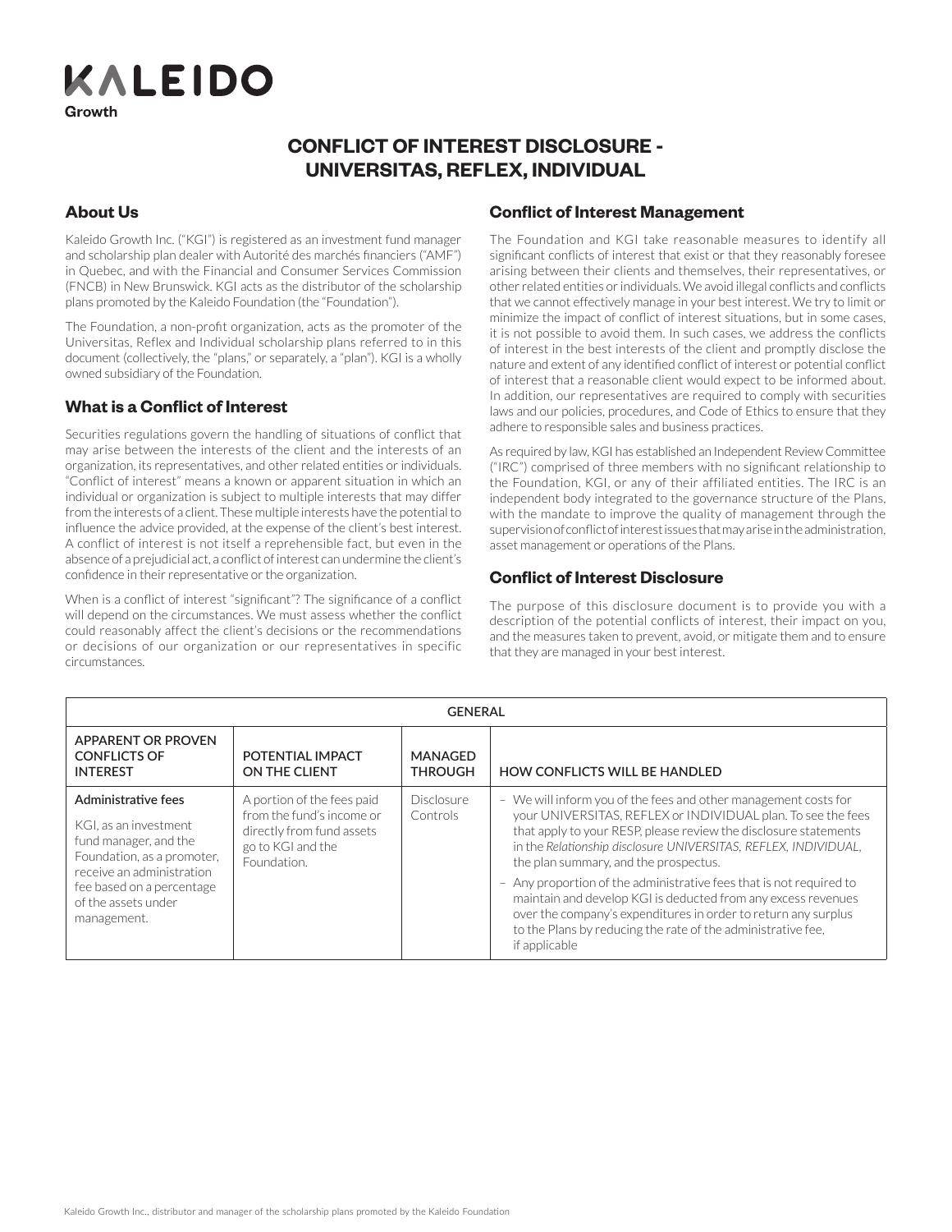KALEIDO
Growth

# CONFLICT OF INTEREST DISCLOSURE - UNIVERSITAS, REFLEX, INDIVIDUAL

## About Us

Kaleido Growth Inc. ("KGI") is registered as an investment fund manager and scholarship plan dealer with Autorité des marchés financiers ("AMF") in Quebec, and with the Financial and Consumer Services Commission (FNCB) in New Brunswick. KGI acts as the distributor of the scholarship plans promoted by the Kaleido Foundation (the "Foundation").

The Foundation, a non-profit organization, acts as the promoter of the Universitas, Reflex and Individual scholarship plans referred to in this document (collectively, the "plans," or separately, a "plan"). KGI is a wholly owned subsidiary of the Foundation.

## What is a Conflict of Interest

Securities regulations govern the handling of situations of conflict that may arise between the interests of the client and the interests of an organization, its representatives, and other related entities or individuals. "Conflict of interest" means a known or apparent situation in which an individual or organization is subject to multiple interests that may differ from the interests of a client. These multiple interests have the potential to influence the advice provided, at the expense of the client's best interest. A conflict of interest is not itself a reprehensible fact, but even in the absence of a prejudicial act, a conflict of interest can undermine the client's confidence in their representative or the organization.

When is a conflict of interest "significant"? The significance of a conflict will depend on the circumstances. We must assess whether the conflict could reasonably affect the client's decisions or the recommendations or decisions of our organization or our representatives in specific circumstances.

## Conflict of Interest Management

The Foundation and KGI take reasonable measures to identify all significant conflicts of interest that exist or that they reasonably foresee arising between their clients and themselves, their representatives, or other related entities or individuals. We avoid illegal conflicts and conflicts that we cannot effectively manage in your best interest. We try to limit or minimize the impact of conflict of interest situations, but in some cases, it is not possible to avoid them. In such cases, we address the conflicts of interest in the best interests of the client and promptly disclose the nature and extent of any identified conflict of interest or potential conflict of interest that a reasonable client would expect to be informed about. In addition, our representatives are required to comply with securities laws and our policies, procedures, and Code of Ethics to ensure that they adhere to responsible sales and business practices.

As required by law, KGI has established an Independent Review Committee ("IRC") comprised of three members with no significant relationship to the Foundation, KGI, or any of their affiliated entities. The IRC is an independent body integrated to the governance structure of the Plans, with the mandate to improve the quality of management through the supervision of conflict of interest issues that may arise in the administration, asset management or operations of the Plans.

## Conflict of Interest Disclosure

The purpose of this disclosure document is to provide you with a description of the potential conflicts of interest, their impact on you, and the measures taken to prevent, avoid, or mitigate them and to ensure that they are managed in your best interest.

| GENERAL | | | |
|---|---|---|---|
| APPARENT OR PROVEN CONFLICTS OF INTEREST | POTENTIAL IMPACT ON THE CLIENT | MANAGED THROUGH | HOW CONFLICTS WILL BE HANDLED |
| **Administrative fees**<br><br>KGI, as an investment fund manager, and the Foundation, as a promoter, receive an administration fee based on a percentage of the assets under management. | A portion of the fees paid from the fund's income or directly from fund assets go to KGI and the Foundation. | Disclosure<br>Controls | – We will inform you of the fees and other management costs for your UNIVERSITAS, REFLEX or INDIVIDUAL plan. To see the fees that apply to your RESP, please review the disclosure statements in the *Relationship disclosure UNIVERSITAS, REFLEX, INDIVIDUAL*, the plan summary, and the prospectus.<br>– Any proportion of the administrative fees that is not required to maintain and develop KGI is deducted from any excess revenues over the company's expenditures in order to return any surplus to the Plans by reducing the rate of the administrative fee, if applicable |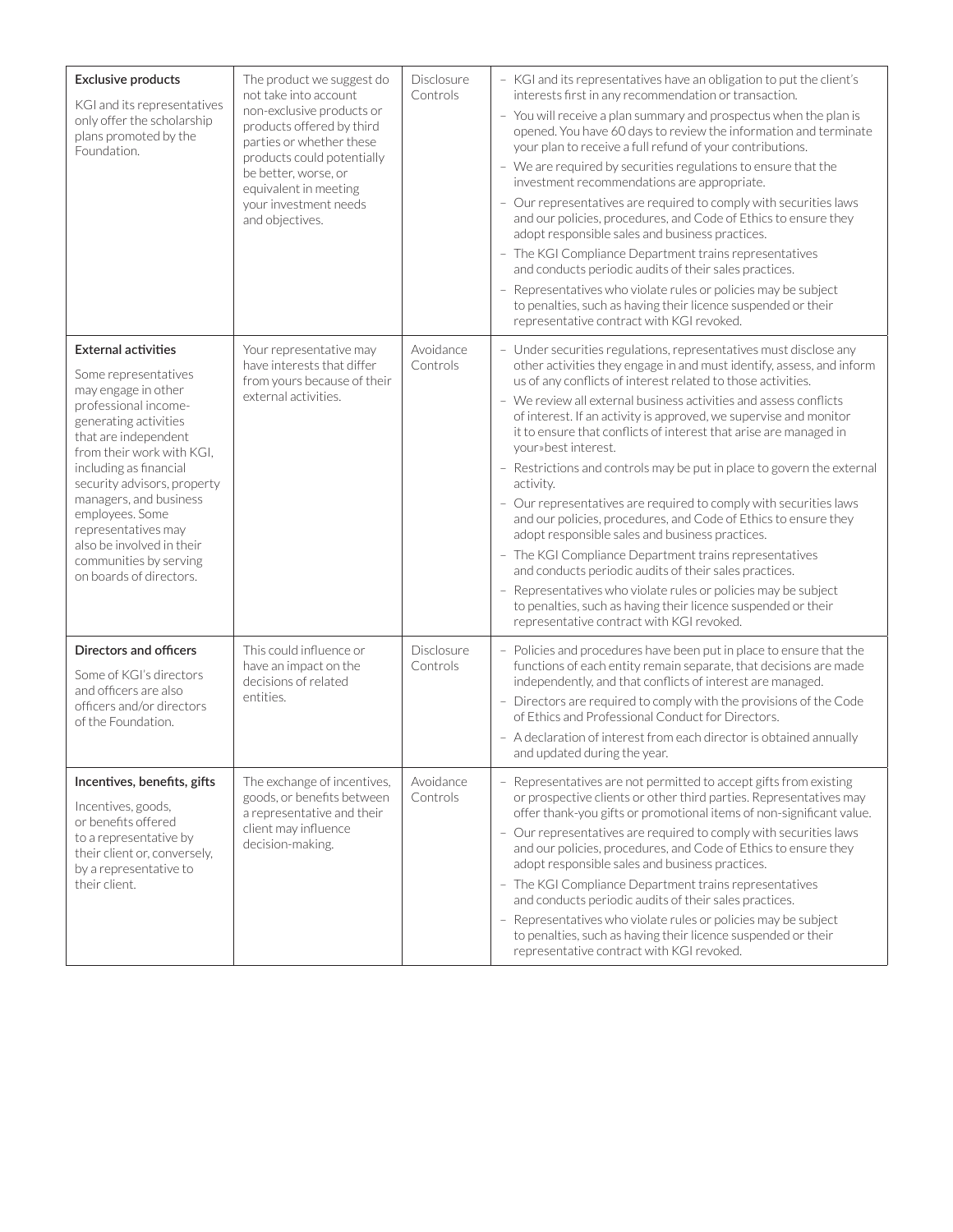| | | | |
|---|---|---|---|
| **Exclusive products**<br><br>KGI and its representatives only offer the scholarship plans promoted by the Foundation. | The product we suggest do not take into account non-exclusive products or products offered by third parties or whether these products could potentially be better, worse, or equivalent in meeting your investment needs and objectives. | Disclosure Controls | – KGI and its representatives have an obligation to put the client's interests first in any recommendation or transaction.<br>– You will receive a plan summary and prospectus when the plan is opened. You have 60 days to review the information and terminate your plan to receive a full refund of your contributions.<br>– We are required by securities regulations to ensure that the investment recommendations are appropriate.<br>– Our representatives are required to comply with securities laws and our policies, procedures, and Code of Ethics to ensure they adopt responsible sales and business practices.<br>– The KGI Compliance Department trains representatives and conducts periodic audits of their sales practices.<br>– Representatives who violate rules or policies may be subject to penalties, such as having their licence suspended or their representative contract with KGI revoked. |
| **External activities**<br><br>Some representatives may engage in other professional income-generating activities that are independent from their work with KGI, including as financial security advisors, property managers, and business employees. Some representatives may also be involved in their communities by serving on boards of directors. | Your representative may have interests that differ from yours because of their external activities. | Avoidance Controls | – Under securities regulations, representatives must disclose any other activities they engage in and must identify, assess, and inform us of any conflicts of interest related to those activities.<br>– We review all external business activities and assess conflicts of interest. If an activity is approved, we supervise and monitor it to ensure that conflicts of interest that arise are managed in your»best interest.<br>– Restrictions and controls may be put in place to govern the external activity.<br>– Our representatives are required to comply with securities laws and our policies, procedures, and Code of Ethics to ensure they adopt responsible sales and business practices.<br>– The KGI Compliance Department trains representatives and conducts periodic audits of their sales practices.<br>– Representatives who violate rules or policies may be subject to penalties, such as having their licence suspended or their representative contract with KGI revoked. |
| **Directors and officers**<br><br>Some of KGI's directors and officers are also officers and/or directors of the Foundation. | This could influence or have an impact on the decisions of related entities. | Disclosure Controls | – Policies and procedures have been put in place to ensure that the functions of each entity remain separate, that decisions are made independently, and that conflicts of interest are managed.<br>– Directors are required to comply with the provisions of the Code of Ethics and Professional Conduct for Directors.<br>– A declaration of interest from each director is obtained annually and updated during the year. |
| **Incentives, benefits, gifts**<br><br>Incentives, goods, or benefits offered to a representative by their client or, conversely, by a representative to their client. | The exchange of incentives, goods, or benefits between a representative and their client may influence decision-making. | Avoidance Controls | – Representatives are not permitted to accept gifts from existing or prospective clients or other third parties. Representatives may offer thank-you gifts or promotional items of non-significant value.<br>– Our representatives are required to comply with securities laws and our policies, procedures, and Code of Ethics to ensure they adopt responsible sales and business practices.<br>– The KGI Compliance Department trains representatives and conducts periodic audits of their sales practices.<br>– Representatives who violate rules or policies may be subject to penalties, such as having their licence suspended or their representative contract with KGI revoked. |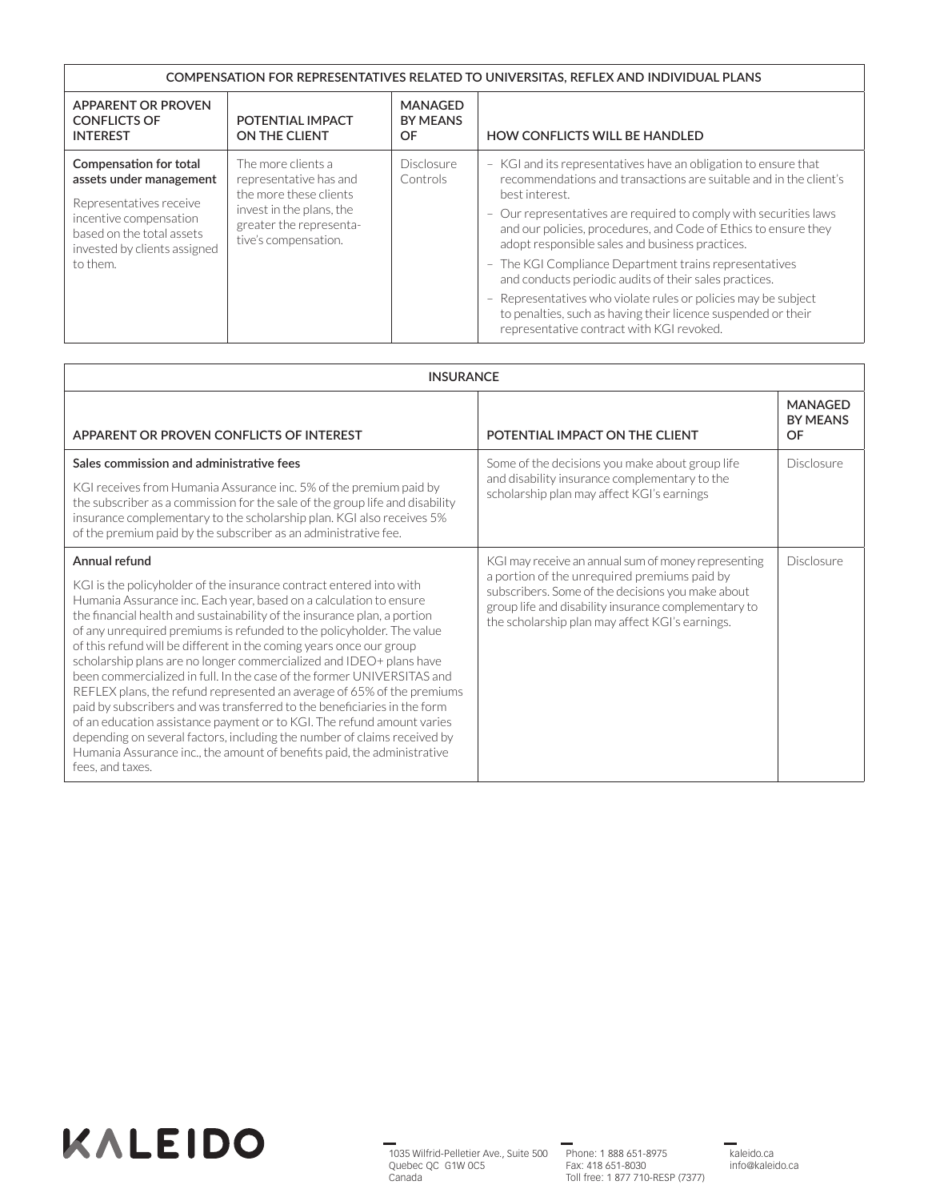| COMPENSATION FOR REPRESENTATIVES RELATED TO UNIVERSITAS, REFLEX AND INDIVIDUAL PLANS | | | |
|---|---|---|---|
| **APPARENT OR PROVEN CONFLICTS OF INTEREST** | **POTENTIAL IMPACT ON THE CLIENT** | **MANAGED BY MEANS OF** | **HOW CONFLICTS WILL BE HANDLED** |
| **Compensation for total assets under management**<br><br>Representatives receive incentive compensation based on the total assets invested by clients assigned to them. | The more clients a representative has and the more these clients invest in the plans, the greater the representative's compensation. | Disclosure<br>Controls | – KGI and its representatives have an obligation to ensure that recommendations and transactions are suitable and in the client's best interest.<br>– Our representatives are required to comply with securities laws and our policies, procedures, and Code of Ethics to ensure they adopt responsible sales and business practices.<br>– The KGI Compliance Department trains representatives and conducts periodic audits of their sales practices.<br>– Representatives who violate rules or policies may be subject to penalties, such as having their licence suspended or their representative contract with KGI revoked. |

| INSURANCE | | |
|---|---|---|
| **APPARENT OR PROVEN CONFLICTS OF INTEREST** | **POTENTIAL IMPACT ON THE CLIENT** | **MANAGED BY MEANS OF** |
| **Sales commission and administrative fees**<br><br>KGI receives from Humania Assurance inc. 5% of the premium paid by the subscriber as a commission for the sale of the group life and disability insurance complementary to the scholarship plan. KGI also receives 5% of the premium paid by the subscriber as an administrative fee. | Some of the decisions you make about group life and disability insurance complementary to the scholarship plan may affect KGI's earnings | Disclosure |
| **Annual refund**<br><br>KGI is the policyholder of the insurance contract entered into with Humania Assurance inc. Each year, based on a calculation to ensure the financial health and sustainability of the insurance plan, a portion of any unrequired premiums is refunded to the policyholder. The value of this refund will be different in the coming years once our group scholarship plans are no longer commercialized and IDEO+ plans have been commercialized in full. In the case of the former UNIVERSITAS and REFLEX plans, the refund represented an average of 65% of the premiums paid by subscribers and was transferred to the beneficiaries in the form of an education assistance payment or to KGI. The refund amount varies depending on several factors, including the number of claims received by Humania Assurance inc., the amount of benefits paid, the administrative fees, and taxes. | KGI may receive an annual sum of money representing a portion of the unrequired premiums paid by subscribers. Some of the decisions you make about group life and disability insurance complementary to the scholarship plan may affect KGI's earnings. | Disclosure |

KALEIDO

1035 Wilfrid-Pelletier Ave., Suite 500
Quebec QC G1W 0C5
Canada

Phone: 1 888 651-8975
Fax: 418 651-8030
Toll free: 1 877 710-RESP (7377)

kaleido.ca
info@kaleido.ca